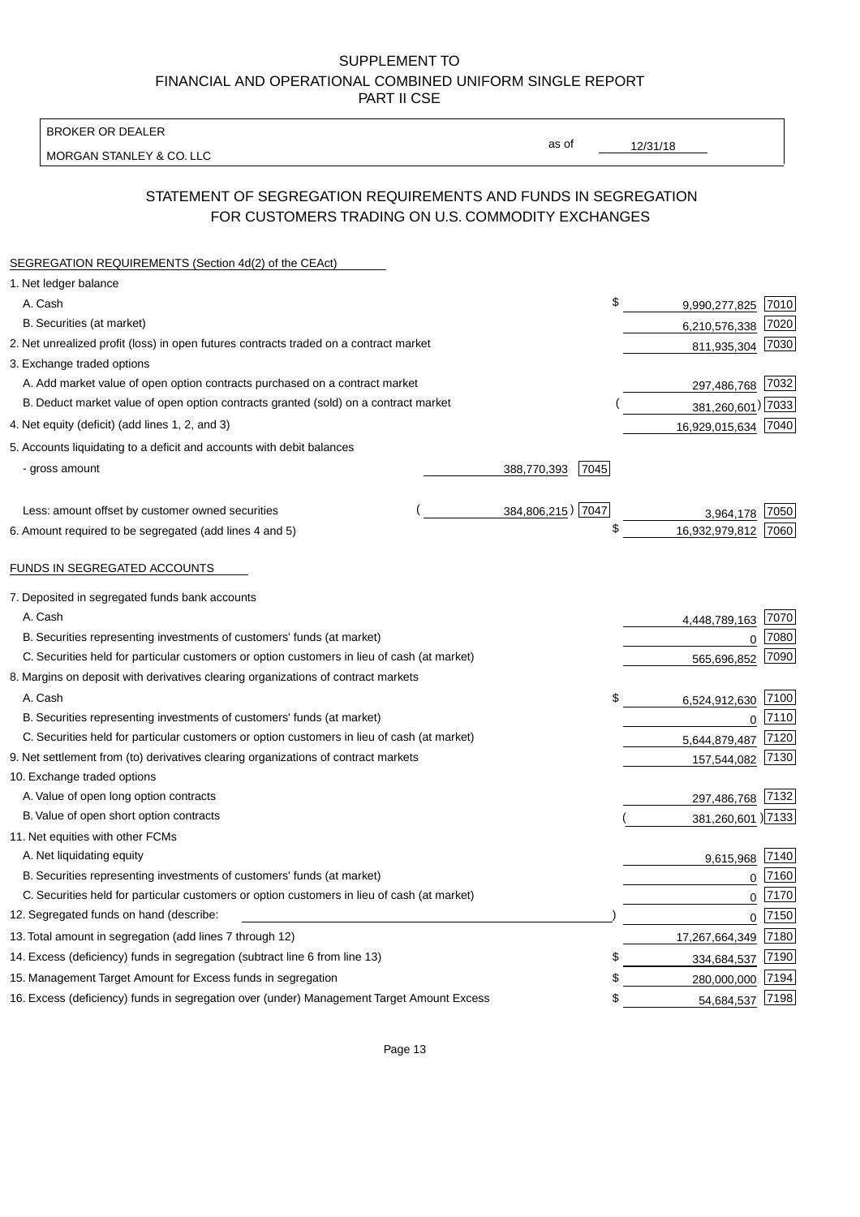SUPPLEMENT TO
FINANCIAL AND OPERATIONAL COMBINED UNIFORM SINGLE REPORT
PART II CSE

BROKER OR DEALER

MORGAN STANLEY & CO. LLC

as of 12/31/18

## STATEMENT OF SEGREGATION REQUIREMENTS AND FUNDS IN SEGREGATION FOR CUSTOMERS TRADING ON U.S. COMMODITY EXCHANGES

SEGREGATION REQUIREMENTS (Section 4d(2) of the CEAct)

| | | | | |
|---|---|---|---|---|
| 1. Net ledger balance | | | | |
| A. Cash | | | $ 9,990,277,825 | 7010 |
| B. Securities (at market) | | | 6,210,576,338 | 7020 |
| 2. Net unrealized profit (loss) in open futures contracts traded on a contract market | | | 811,935,304 | 7030 |
| 3. Exchange traded options | | | | |
| A. Add market value of open option contracts purchased on a contract market | | | 297,486,768 | 7032 |
| B. Deduct market value of open option contracts granted (sold) on a contract market | | | (381,260,601) | 7033 |
| 4. Net equity (deficit) (add lines 1, 2, and 3) | | | 16,929,015,634 | 7040 |
| 5. Accounts liquidating to a deficit and accounts with debit balances | | | | |
| - gross amount | 388,770,393 | 7045 | | |
| Less: amount offset by customer owned securities | (384,806,215) | 7047 | 3,964,178 | 7050 |
| 6. Amount required to be segregated (add lines 4 and 5) | | | $ 16,932,979,812 | 7060 |

FUNDS IN SEGREGATED ACCOUNTS

| | | |
|---|---|---|
| 7. Deposited in segregated funds bank accounts | | |
| A. Cash | 4,448,789,163 | 7070 |
| B. Securities representing investments of customers' funds (at market) | 0 | 7080 |
| C. Securities held for particular customers or option customers in lieu of cash (at market) | 565,696,852 | 7090 |
| 8. Margins on deposit with derivatives clearing organizations of contract markets | | |
| A. Cash | $ 6,524,912,630 | 7100 |
| B. Securities representing investments of customers' funds (at market) | 0 | 7110 |
| C. Securities held for particular customers or option customers in lieu of cash (at market) | 5,644,879,487 | 7120 |
| 9. Net settlement from (to) derivatives clearing organizations of contract markets | 157,544,082 | 7130 |
| 10. Exchange traded options | | |
| A. Value of open long option contracts | 297,486,768 | 7132 |
| B. Value of open short option contracts | (381,260,601) | 7133 |
| 11. Net equities with other FCMs | | |
| A. Net liquidating equity | 9,615,968 | 7140 |
| B. Securities representing investments of customers' funds (at market) | 0 | 7160 |
| C. Securities held for particular customers or option customers in lieu of cash (at market) | 0 | 7170 |
| 12. Segregated funds on hand (describe: ) | 0 | 7150 |
| 13. Total amount in segregation (add lines 7 through 12) | 17,267,664,349 | 7180 |
| 14. Excess (deficiency) funds in segregation (subtract line 6 from line 13) | $ 334,684,537 | 7190 |
| 15. Management Target Amount for Excess funds in segregation | $ 280,000,000 | 7194 |
| 16. Excess (deficiency) funds in segregation over (under) Management Target Amount Excess | $ 54,684,537 | 7198 |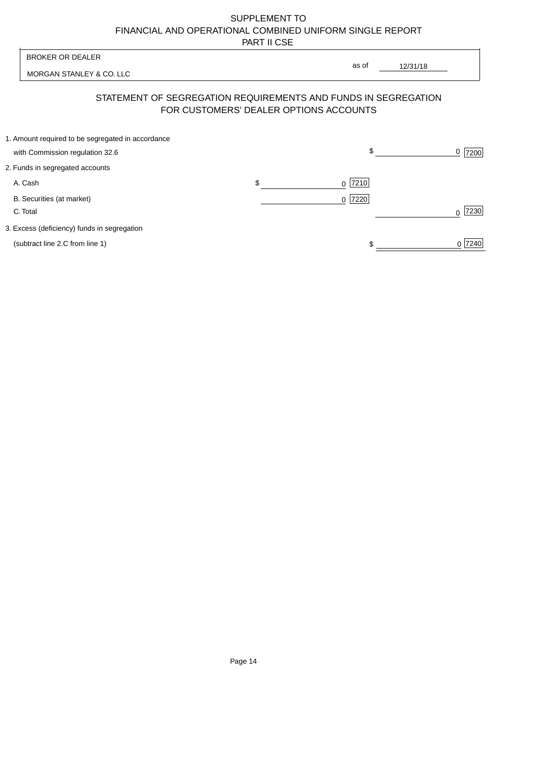SUPPLEMENT TO
FINANCIAL AND OPERATIONAL COMBINED UNIFORM SINGLE REPORT
PART II CSE

| BROKER OR DEALER | |
|---|---|
| MORGAN STANLEY & CO. LLC | as of 12/31/18 |

## STATEMENT OF SEGREGATION REQUIREMENTS AND FUNDS IN SEGREGATION FOR CUSTOMERS' DEALER OPTIONS ACCOUNTS

| | | | | |
|---|---|---|---|---|
| 1. Amount required to be segregated in accordance with Commission regulation 32.6 | | | $ 0 | 7200 |
| 2. Funds in segregated accounts | | | | |
| A. Cash | $ 0 | 7210 | | |
| B. Securities (at market) | 0 | 7220 | | |
| C. Total | | | 0 | 7230 |
| 3. Excess (deficiency) funds in segregation (subtract line 2.C from line 1) | | | $ 0 | 7240 |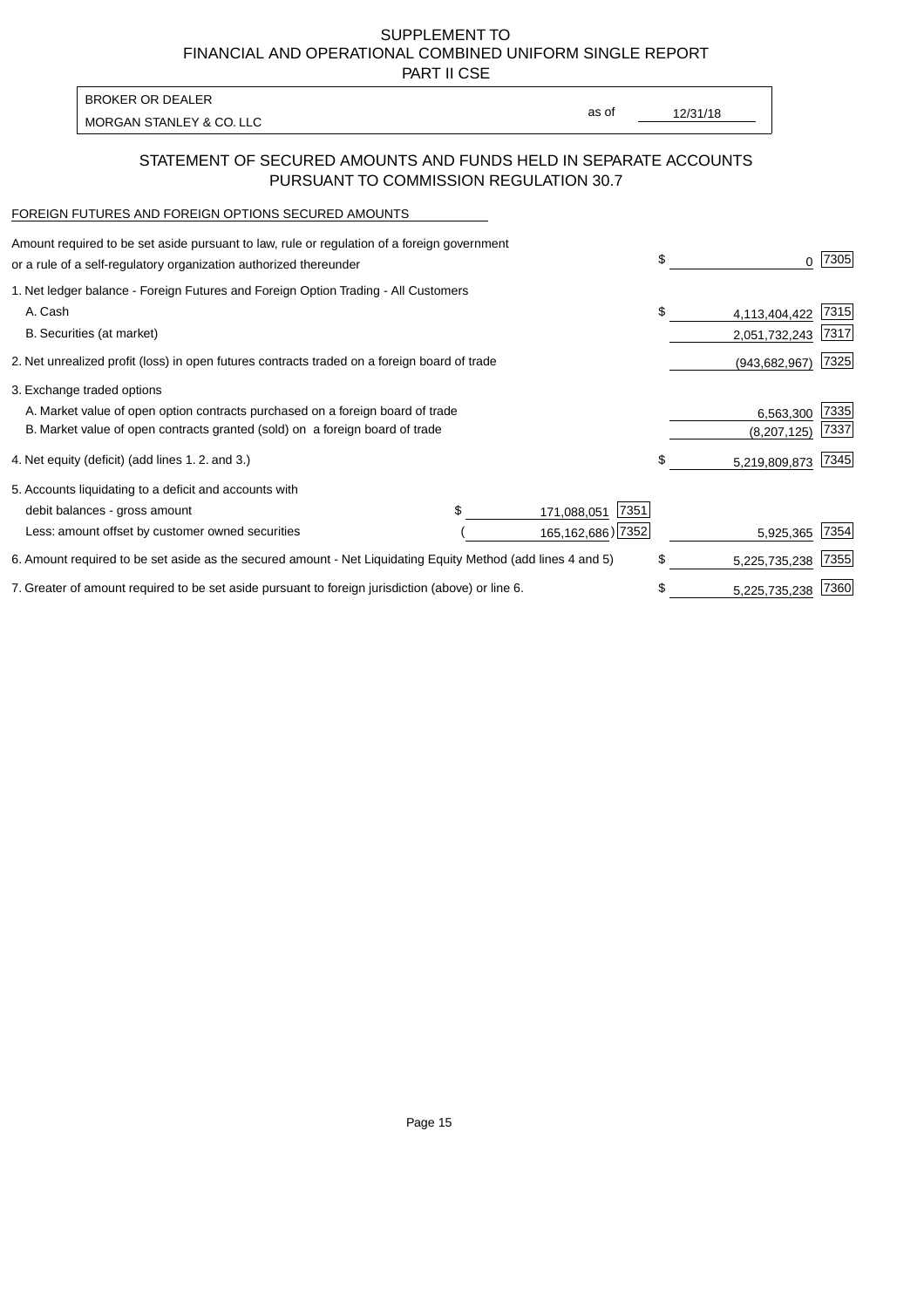SUPPLEMENT TO
FINANCIAL AND OPERATIONAL COMBINED UNIFORM SINGLE REPORT
PART II CSE

BROKER OR DEALER
MORGAN STANLEY & CO. LLC

as of 12/31/18

## STATEMENT OF SECURED AMOUNTS AND FUNDS HELD IN SEPARATE ACCOUNTS PURSUANT TO COMMISSION REGULATION 30.7

FOREIGN FUTURES AND FOREIGN OPTIONS SECURED AMOUNTS

| | | | | |
|---|---|---|---|---|
| Amount required to be set aside pursuant to law, rule or regulation of a foreign government or a rule of a self-regulatory organization authorized thereunder | | | $ 0 | 7305 |
| 1. Net ledger balance - Foreign Futures and Foreign Option Trading - All Customers | | | | |
| A. Cash | | | $ 4,113,404,422 | 7315 |
| B. Securities (at market) | | | 2,051,732,243 | 7317 |
| 2. Net unrealized profit (loss) in open futures contracts traded on a foreign board of trade | | | (943,682,967) | 7325 |
| 3. Exchange traded options | | | | |
| A. Market value of open option contracts purchased on a foreign board of trade | | | 6,563,300 | 7335 |
| B. Market value of open contracts granted (sold) on a foreign board of trade | | | (8,207,125) | 7337 |
| 4. Net equity (deficit) (add lines 1. 2. and 3.) | | | $ 5,219,809,873 | 7345 |
| 5. Accounts liquidating to a deficit and accounts with | | | | |
| debit balances - gross amount | $ 171,088,051 | 7351 | | |
| Less: amount offset by customer owned securities | (165,162,686) | 7352 | 5,925,365 | 7354 |
| 6. Amount required to be set aside as the secured amount - Net Liquidating Equity Method (add lines 4 and 5) | | | $ 5,225,735,238 | 7355 |
| 7. Greater of amount required to be set aside pursuant to foreign jurisdiction (above) or line 6. | | | $ 5,225,735,238 | 7360 |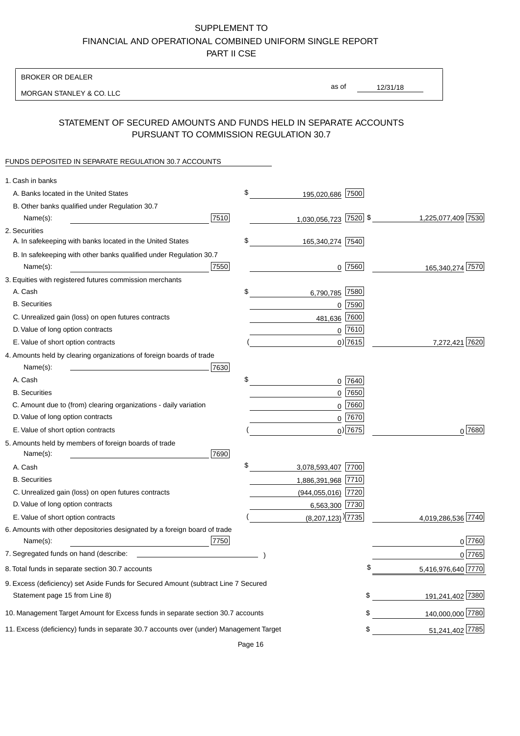SUPPLEMENT TO
FINANCIAL AND OPERATIONAL COMBINED UNIFORM SINGLE REPORT
PART II CSE

BROKER OR DEALER

MORGAN STANLEY & CO. LLC

as of 12/31/18

## STATEMENT OF SECURED AMOUNTS AND FUNDS HELD IN SEPARATE ACCOUNTS PURSUANT TO COMMISSION REGULATION 30.7

FUNDS DEPOSITED IN SEPARATE REGULATION 30.7 ACCOUNTS

| | | | | |
|---|---|---|---|---|
| 1. Cash in banks | | | | |
| A. Banks located in the United States | | $ 195,020,686 | 7500 | |
| B. Other banks qualified under Regulation 30.7 Name(s): | 7510 | 1,030,056,723 | 7520 | $ 1,225,077,409 7530 |
| 2. Securities | | | | |
| A. In safekeeping with banks located in the United States | | $ 165,340,274 | 7540 | |
| B. In safekeeping with other banks qualified under Regulation 30.7 Name(s): | 7550 | 0 | 7560 | 165,340,274 7570 |
| 3. Equities with registered futures commission merchants | | | | |
| A. Cash | | $ 6,790,785 | 7580 | |
| B. Securities | | 0 | 7590 | |
| C. Unrealized gain (loss) on open futures contracts | | 481,636 | 7600 | |
| D. Value of long option contracts | | 0 | 7610 | |
| E. Value of short option contracts | | ( 0) | 7615 | 7,272,421 7620 |
| 4. Amounts held by clearing organizations of foreign boards of trade Name(s): | 7630 | | | |
| A. Cash | | $ 0 | 7640 | |
| B. Securities | | 0 | 7650 | |
| C. Amount due to (from) clearing organizations - daily variation | | 0 | 7660 | |
| D. Value of long option contracts | | 0 | 7670 | |
| E. Value of short option contracts | | ( 0) | 7675 | 0 7680 |
| 5. Amounts held by members of foreign boards of trade Name(s): | 7690 | | | |
| A. Cash | | $ 3,078,593,407 | 7700 | |
| B. Securities | | 1,886,391,968 | 7710 | |
| C. Unrealized gain (loss) on open futures contracts | | (944,055,016) | 7720 | |
| D. Value of long option contracts | | 6,563,300 | 7730 | |
| E. Value of short option contracts | | ( (8,207,123) ) | 7735 | 4,019,286,536 7740 |
| 6. Amounts with other depositories designated by a foreign board of trade Name(s): | 7750 | | | 0 7760 |
| 7. Segregated funds on hand (describe: ) | | | | 0 7765 |
| 8. Total funds in separate section 30.7 accounts | | | | $ 5,416,976,640 7770 |
| 9. Excess (deficiency) set Aside Funds for Secured Amount (subtract Line 7 Secured Statement page 15 from Line 8) | | | | $ 191,241,402 7380 |
| 10. Management Target Amount for Excess funds in separate section 30.7 accounts | | | | $ 140,000,000 7780 |
| 11. Excess (deficiency) funds in separate 30.7 accounts over (under) Management Target | | | | $ 51,241,402 7785 |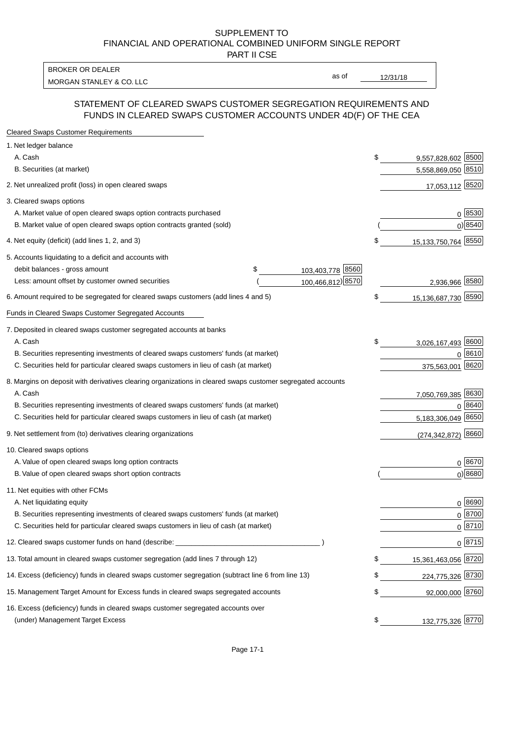SUPPLEMENT TO
FINANCIAL AND OPERATIONAL COMBINED UNIFORM SINGLE REPORT
PART II CSE

| | | |
|---|---|---|
| BROKER OR DEALER<br>MORGAN STANLEY & CO. LLC | as of | 12/31/18 |

## STATEMENT OF CLEARED SWAPS CUSTOMER SEGREGATION REQUIREMENTS AND FUNDS IN CLEARED SWAPS CUSTOMER ACCOUNTS UNDER 4D(F) OF THE CEA

| | | | | |
|---|---|---|---|---|
| **Cleared Swaps Customer Requirements** | | | | |
| 1. Net ledger balance | | | | |
| A. Cash | | | $ 9,557,828,602 | 8500 |
| B. Securities (at market) | | | 5,558,869,050 | 8510 |
| 2. Net unrealized profit (loss) in open cleared swaps | | | 17,053,112 | 8520 |
| 3. Cleared swaps options | | | | |
| A. Market value of open cleared swaps option contracts purchased | | | 0 | 8530 |
| B. Market value of open cleared swaps option contracts granted (sold) | | | ( 0) | 8540 |
| 4. Net equity (deficit) (add lines 1, 2, and 3) | | | $ 15,133,750,764 | 8550 |
| 5. Accounts liquidating to a deficit and accounts with | | | | |
| debit balances - gross amount | $ 103,403,778 | 8560 | | |
| Less: amount offset by customer owned securities | ( 100,466,812) | 8570 | 2,936,966 | 8580 |
| 6. Amount required to be segregated for cleared swaps customers (add lines 4 and 5) | | | $ 15,136,687,730 | 8590 |
| **Funds in Cleared Swaps Customer Segregated Accounts** | | | | |
| 7. Deposited in cleared swaps customer segregated accounts at banks | | | | |
| A. Cash | | | $ 3,026,167,493 | 8600 |
| B. Securities representing investments of cleared swaps customers' funds (at market) | | | 0 | 8610 |
| C. Securities held for particular cleared swaps customers in lieu of cash (at market) | | | 375,563,001 | 8620 |
| 8. Margins on deposit with derivatives clearing organizations in cleared swaps customer segregated accounts | | | | |
| A. Cash | | | 7,050,769,385 | 8630 |
| B. Securities representing investments of cleared swaps customers' funds (at market) | | | 0 | 8640 |
| C. Securities held for particular cleared swaps customers in lieu of cash (at market) | | | 5,183,306,049 | 8650 |
| 9. Net settlement from (to) derivatives clearing organizations | | | (274,342,872) | 8660 |
| 10. Cleared swaps options | | | | |
| A. Value of open cleared swaps long option contracts | | | 0 | 8670 |
| B. Value of open cleared swaps short option contracts | | | ( 0) | 8680 |
| 11. Net equities with other FCMs | | | | |
| A. Net liquidating equity | | | 0 | 8690 |
| B. Securities representing investments of cleared swaps customers' funds (at market) | | | 0 | 8700 |
| C. Securities held for particular cleared swaps customers in lieu of cash (at market) | | | 0 | 8710 |
| 12. Cleared swaps customer funds on hand (describe: ______ ) | | | 0 | 8715 |
| 13. Total amount in cleared swaps customer segregation (add lines 7 through 12) | | | $ 15,361,463,056 | 8720 |
| 14. Excess (deficiency) funds in cleared swaps customer segregation (subtract line 6 from line 13) | | | $ 224,775,326 | 8730 |
| 15. Management Target Amount for Excess funds in cleared swaps segregated accounts | | | $ 92,000,000 | 8760 |
| 16. Excess (deficiency) funds in cleared swaps customer segregated accounts over (under) Management Target Excess | | | $ 132,775,326 | 8770 |